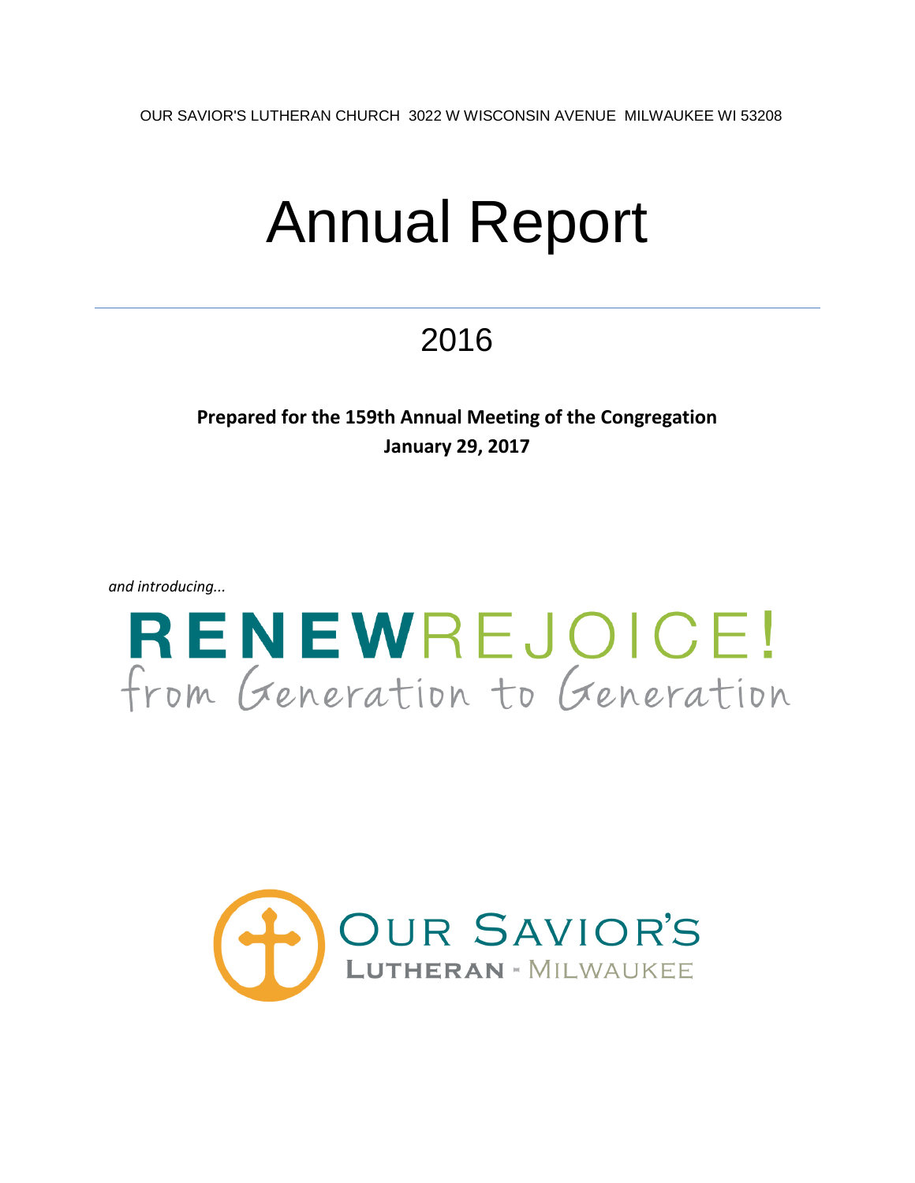OUR SAVIOR'S LUTHERAN CHURCH 3022 W WISCONSIN AVENUE MILWAUKEE WI 53208

# Annual Report

## 2016

**Prepared for the 159th Annual Meeting of the Congregation**
**January 29, 2017**

*and introducing...*

**RENEW**REJOICE!
from Generation to Generation

OUR SAVIOR'S
LUTHERAN - MILWAUKEE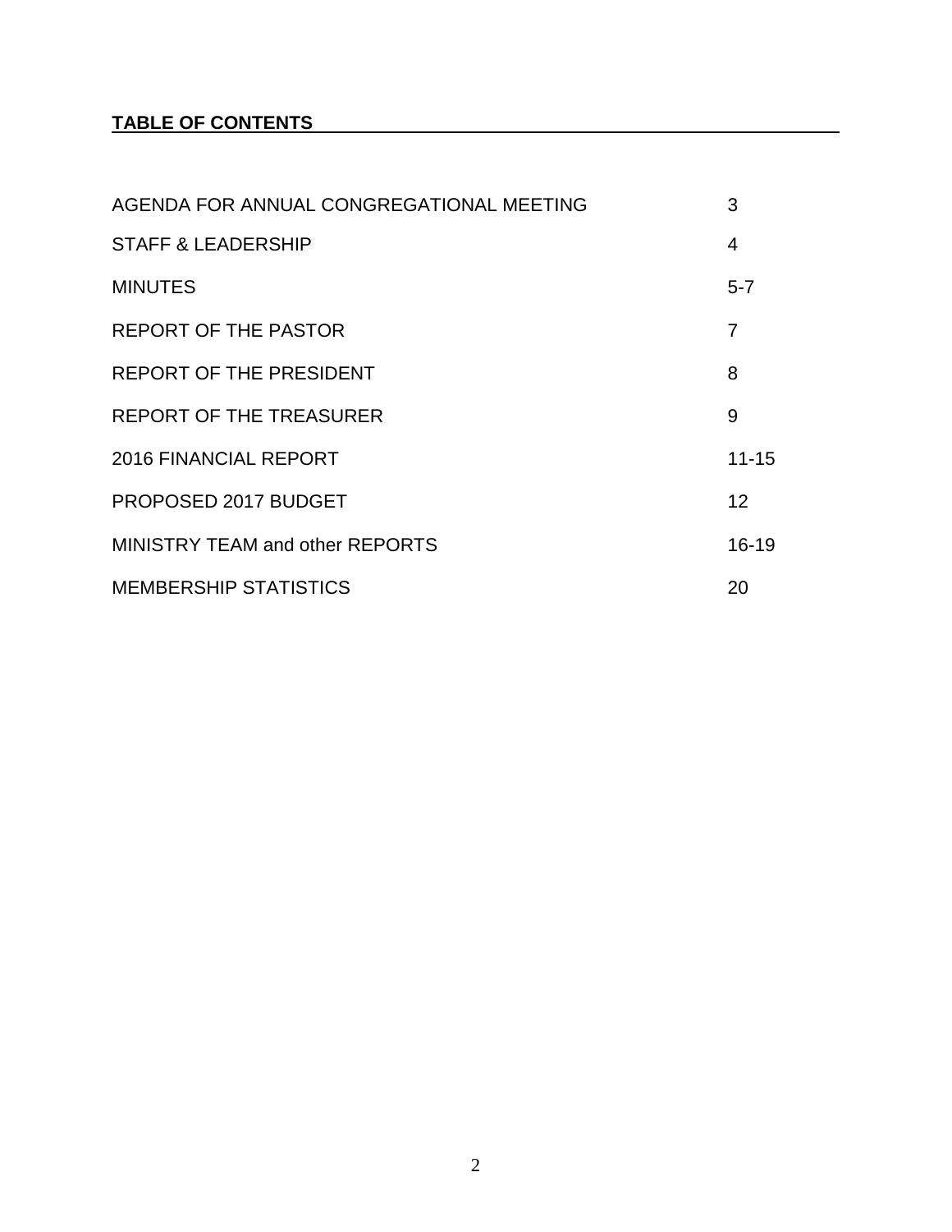## TABLE OF CONTENTS

| | |
|---|---|
| AGENDA FOR ANNUAL CONGREGATIONAL MEETING | 3 |
| STAFF & LEADERSHIP | 4 |
| MINUTES | 5-7 |
| REPORT OF THE PASTOR | 7 |
| REPORT OF THE PRESIDENT | 8 |
| REPORT OF THE TREASURER | 9 |
| 2016 FINANCIAL REPORT | 11-15 |
| PROPOSED 2017 BUDGET | 12 |
| MINISTRY TEAM and other REPORTS | 16-19 |
| MEMBERSHIP STATISTICS | 20 |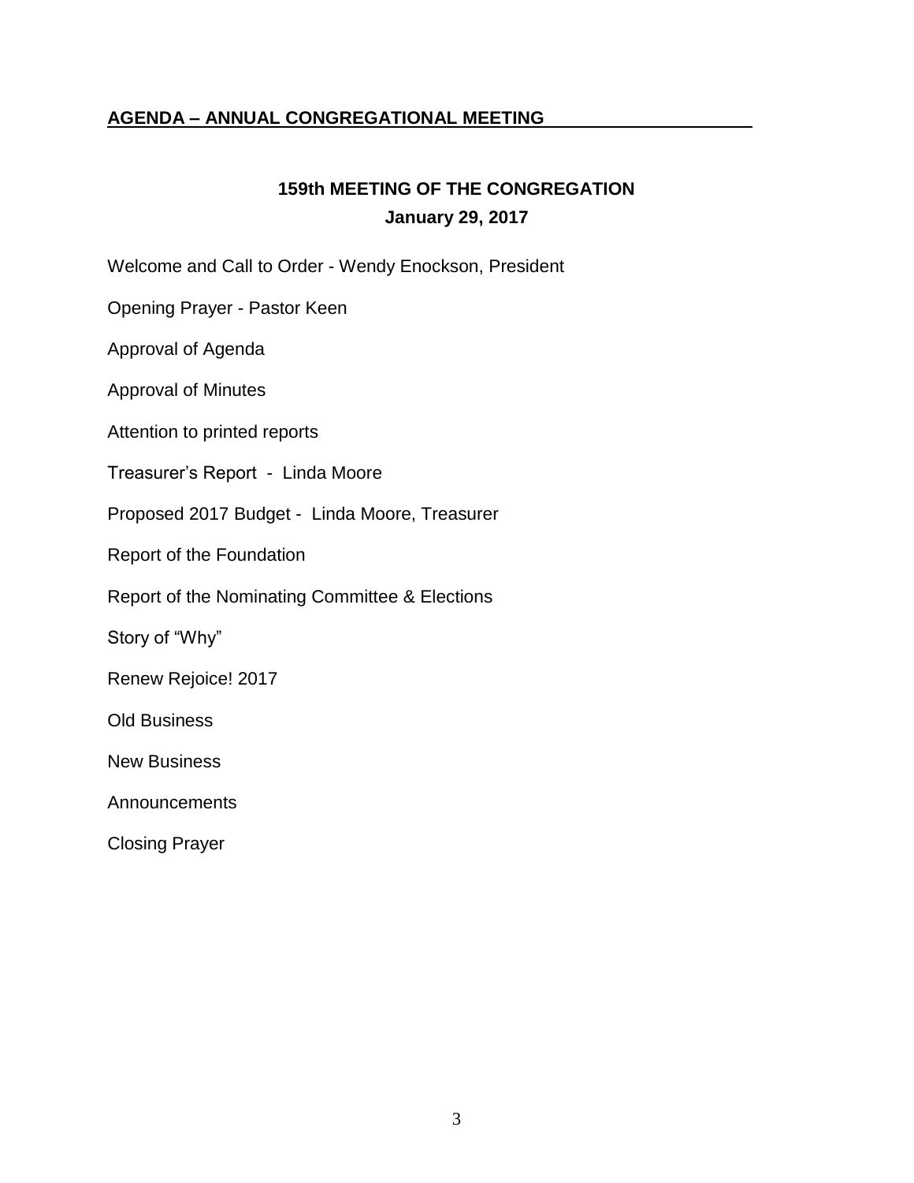## AGENDA – ANNUAL CONGREGATIONAL MEETING

### 159th MEETING OF THE CONGREGATION
### January 29, 2017

Welcome and Call to Order - Wendy Enockson, President

Opening Prayer - Pastor Keen

Approval of Agenda

Approval of Minutes

Attention to printed reports

Treasurer's Report - Linda Moore

Proposed 2017 Budget - Linda Moore, Treasurer

Report of the Foundation

Report of the Nominating Committee & Elections

Story of "Why"

Renew Rejoice! 2017

Old Business

New Business

Announcements

Closing Prayer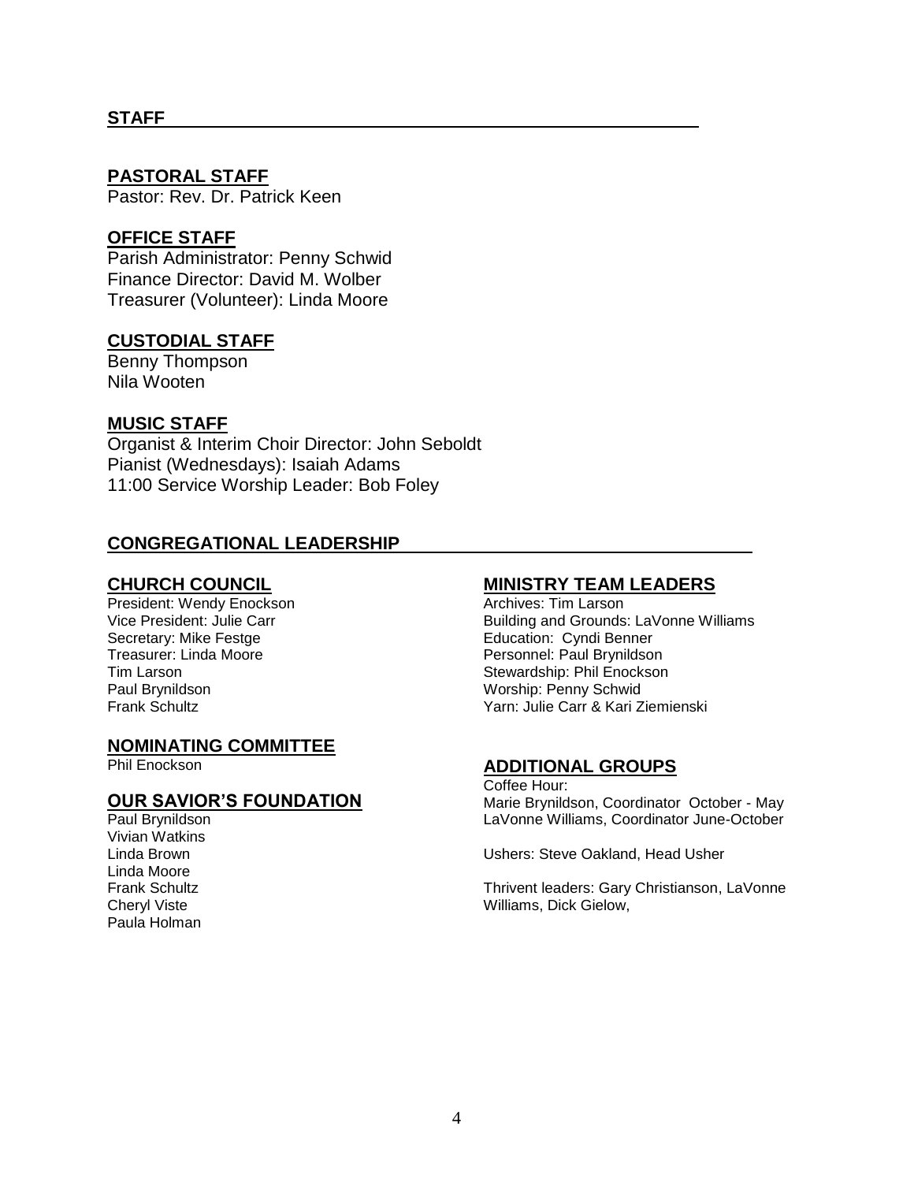## STAFF

### PASTORAL STAFF

Pastor: Rev. Dr. Patrick Keen

### OFFICE STAFF

Parish Administrator: Penny Schwid
Finance Director: David M. Wolber
Treasurer (Volunteer): Linda Moore

### CUSTODIAL STAFF

Benny Thompson
Nila Wooten

### MUSIC STAFF

Organist & Interim Choir Director: John Seboldt
Pianist (Wednesdays): Isaiah Adams
11:00 Service Worship Leader: Bob Foley

## CONGREGATIONAL LEADERSHIP

### CHURCH COUNCIL

President: Wendy Enockson
Vice President: Julie Carr
Secretary: Mike Festge
Treasurer: Linda Moore
Tim Larson
Paul Brynildson
Frank Schultz

### NOMINATING COMMITTEE

Phil Enockson

### OUR SAVIOR'S FOUNDATION

Paul Brynildson
Vivian Watkins
Linda Brown
Linda Moore
Frank Schultz
Cheryl Viste
Paula Holman

### MINISTRY TEAM LEADERS

Archives: Tim Larson
Building and Grounds: LaVonne Williams
Education: Cyndi Benner
Personnel: Paul Brynildson
Stewardship: Phil Enockson
Worship: Penny Schwid
Yarn: Julie Carr & Kari Ziemienski

### ADDITIONAL GROUPS

Coffee Hour:
Marie Brynildson, Coordinator October - May
LaVonne Williams, Coordinator June-October

Ushers: Steve Oakland, Head Usher

Thrivent leaders: Gary Christianson, LaVonne Williams, Dick Gielow,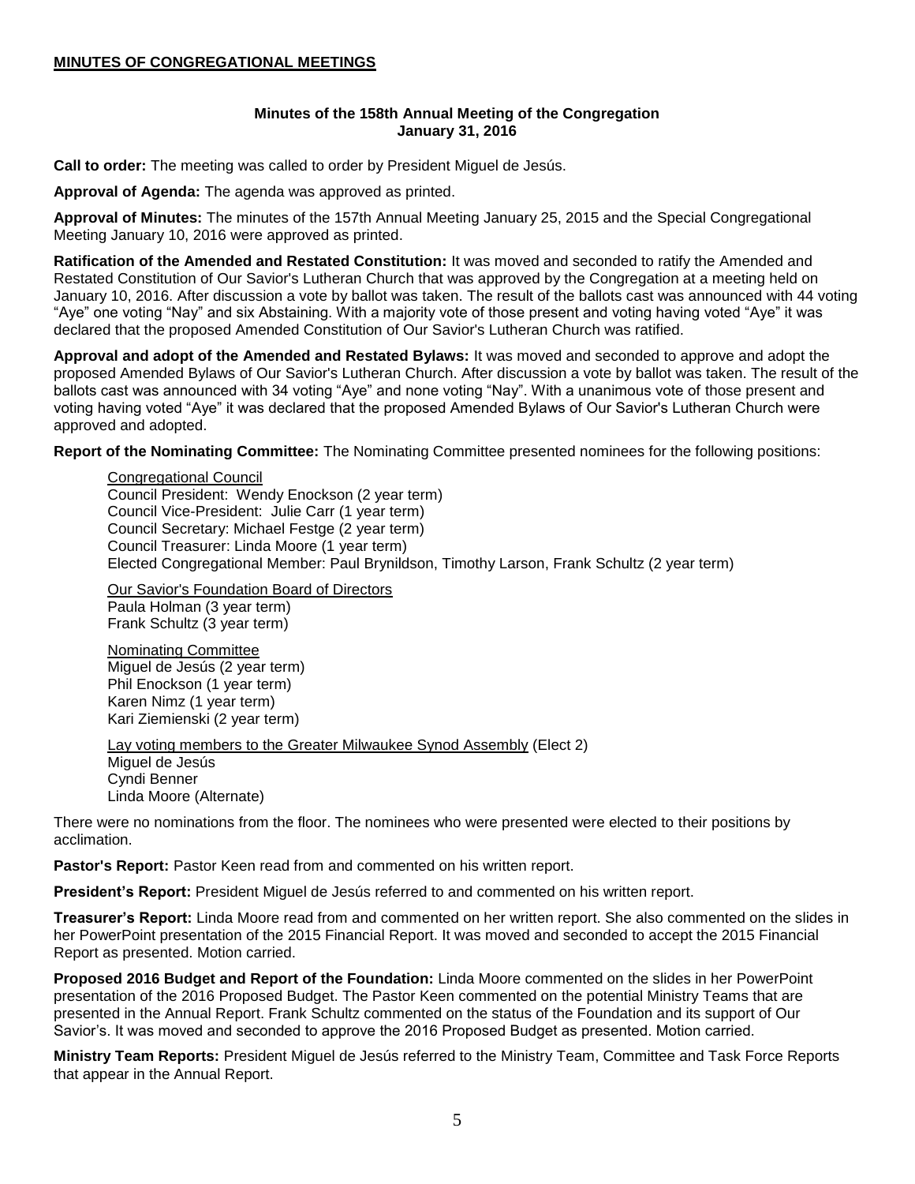## MINUTES OF CONGREGATIONAL MEETINGS

### Minutes of the 158th Annual Meeting of the Congregation
### January 31, 2016

**Call to order:** The meeting was called to order by President Miguel de Jesús.

**Approval of Agenda:** The agenda was approved as printed.

**Approval of Minutes:** The minutes of the 157th Annual Meeting January 25, 2015 and the Special Congregational Meeting January 10, 2016 were approved as printed.

**Ratification of the Amended and Restated Constitution:** It was moved and seconded to ratify the Amended and Restated Constitution of Our Savior's Lutheran Church that was approved by the Congregation at a meeting held on January 10, 2016. After discussion a vote by ballot was taken. The result of the ballots cast was announced with 44 voting "Aye" one voting "Nay" and six Abstaining. With a majority vote of those present and voting having voted "Aye" it was declared that the proposed Amended Constitution of Our Savior's Lutheran Church was ratified.

**Approval and adopt of the Amended and Restated Bylaws:** It was moved and seconded to approve and adopt the proposed Amended Bylaws of Our Savior's Lutheran Church. After discussion a vote by ballot was taken. The result of the ballots cast was announced with 34 voting "Aye" and none voting "Nay". With a unanimous vote of those present and voting having voted "Aye" it was declared that the proposed Amended Bylaws of Our Savior's Lutheran Church were approved and adopted.

**Report of the Nominating Committee:** The Nominating Committee presented nominees for the following positions:

Congregational Council
Council President: Wendy Enockson (2 year term)
Council Vice-President: Julie Carr (1 year term)
Council Secretary: Michael Festge (2 year term)
Council Treasurer: Linda Moore (1 year term)
Elected Congregational Member: Paul Brynildson, Timothy Larson, Frank Schultz (2 year term)

Our Savior's Foundation Board of Directors
Paula Holman (3 year term)
Frank Schultz (3 year term)

Nominating Committee
Miguel de Jesús (2 year term)
Phil Enockson (1 year term)
Karen Nimz (1 year term)
Kari Ziemienski (2 year term)

Lay voting members to the Greater Milwaukee Synod Assembly (Elect 2)
Miguel de Jesús
Cyndi Benner
Linda Moore (Alternate)

There were no nominations from the floor. The nominees who were presented were elected to their positions by acclimation.

**Pastor's Report:** Pastor Keen read from and commented on his written report.

**President's Report:** President Miguel de Jesús referred to and commented on his written report.

**Treasurer's Report:** Linda Moore read from and commented on her written report. She also commented on the slides in her PowerPoint presentation of the 2015 Financial Report. It was moved and seconded to accept the 2015 Financial Report as presented. Motion carried.

**Proposed 2016 Budget and Report of the Foundation:** Linda Moore commented on the slides in her PowerPoint presentation of the 2016 Proposed Budget. The Pastor Keen commented on the potential Ministry Teams that are presented in the Annual Report. Frank Schultz commented on the status of the Foundation and its support of Our Savior's. It was moved and seconded to approve the 2016 Proposed Budget as presented. Motion carried.

**Ministry Team Reports:** President Miguel de Jesús referred to the Ministry Team, Committee and Task Force Reports that appear in the Annual Report.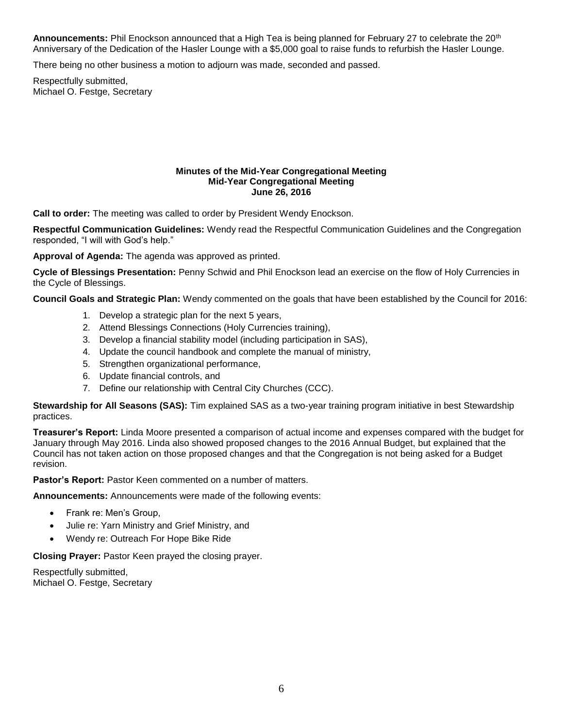**Announcements:** Phil Enockson announced that a High Tea is being planned for February 27 to celebrate the 20th Anniversary of the Dedication of the Hasler Lounge with a $5,000 goal to raise funds to refurbish the Hasler Lounge.

There being no other business a motion to adjourn was made, seconded and passed.

Respectfully submitted,
Michael O. Festge, Secretary

**Minutes of the Mid-Year Congregational Meeting**
**Mid-Year Congregational Meeting**
**June 26, 2016**

**Call to order:** The meeting was called to order by President Wendy Enockson.

**Respectful Communication Guidelines:** Wendy read the Respectful Communication Guidelines and the Congregation responded, "I will with God's help."

**Approval of Agenda:** The agenda was approved as printed.

**Cycle of Blessings Presentation:** Penny Schwid and Phil Enockson lead an exercise on the flow of Holy Currencies in the Cycle of Blessings.

**Council Goals and Strategic Plan:** Wendy commented on the goals that have been established by the Council for 2016:

1. Develop a strategic plan for the next 5 years,
2. Attend Blessings Connections (Holy Currencies training),
3. Develop a financial stability model (including participation in SAS),
4. Update the council handbook and complete the manual of ministry,
5. Strengthen organizational performance,
6. Update financial controls, and
7. Define our relationship with Central City Churches (CCC).

**Stewardship for All Seasons (SAS):** Tim explained SAS as a two-year training program initiative in best Stewardship practices.

**Treasurer's Report:** Linda Moore presented a comparison of actual income and expenses compared with the budget for January through May 2016. Linda also showed proposed changes to the 2016 Annual Budget, but explained that the Council has not taken action on those proposed changes and that the Congregation is not being asked for a Budget revision.

**Pastor's Report:** Pastor Keen commented on a number of matters.

**Announcements:** Announcements were made of the following events:

- Frank re: Men's Group,
- Julie re: Yarn Ministry and Grief Ministry, and
- Wendy re: Outreach For Hope Bike Ride

**Closing Prayer:** Pastor Keen prayed the closing prayer.

Respectfully submitted,
Michael O. Festge, Secretary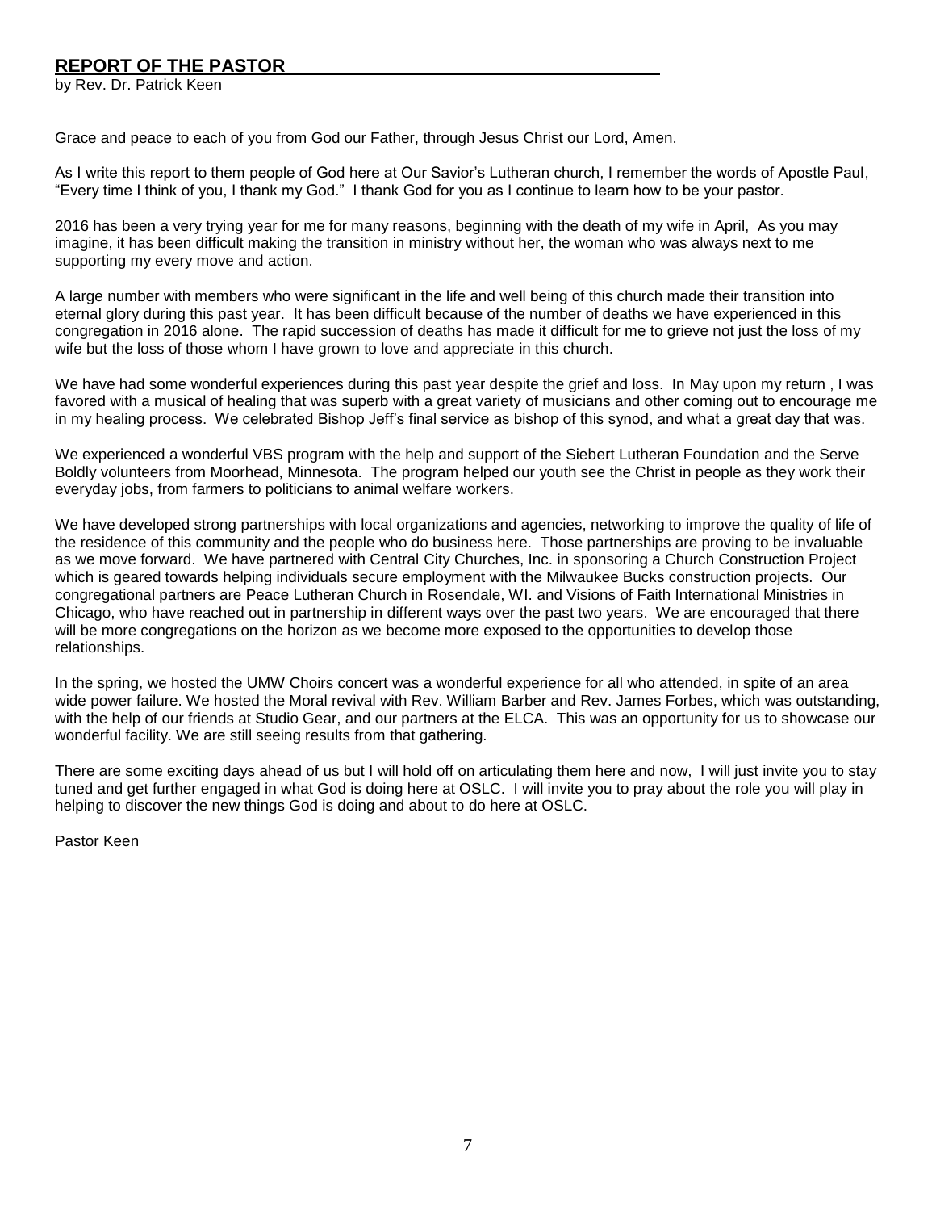## REPORT OF THE PASTOR

by Rev. Dr. Patrick Keen

Grace and peace to each of you from God our Father, through Jesus Christ our Lord, Amen.

As I write this report to them people of God here at Our Savior's Lutheran church, I remember the words of Apostle Paul, "Every time I think of you, I thank my God." I thank God for you as I continue to learn how to be your pastor.

2016 has been a very trying year for me for many reasons, beginning with the death of my wife in April, As you may imagine, it has been difficult making the transition in ministry without her, the woman who was always next to me supporting my every move and action.

A large number with members who were significant in the life and well being of this church made their transition into eternal glory during this past year. It has been difficult because of the number of deaths we have experienced in this congregation in 2016 alone. The rapid succession of deaths has made it difficult for me to grieve not just the loss of my wife but the loss of those whom I have grown to love and appreciate in this church.

We have had some wonderful experiences during this past year despite the grief and loss. In May upon my return , I was favored with a musical of healing that was superb with a great variety of musicians and other coming out to encourage me in my healing process. We celebrated Bishop Jeff's final service as bishop of this synod, and what a great day that was.

We experienced a wonderful VBS program with the help and support of the Siebert Lutheran Foundation and the Serve Boldly volunteers from Moorhead, Minnesota. The program helped our youth see the Christ in people as they work their everyday jobs, from farmers to politicians to animal welfare workers.

We have developed strong partnerships with local organizations and agencies, networking to improve the quality of life of the residence of this community and the people who do business here. Those partnerships are proving to be invaluable as we move forward. We have partnered with Central City Churches, Inc. in sponsoring a Church Construction Project which is geared towards helping individuals secure employment with the Milwaukee Bucks construction projects. Our congregational partners are Peace Lutheran Church in Rosendale, WI. and Visions of Faith International Ministries in Chicago, who have reached out in partnership in different ways over the past two years. We are encouraged that there will be more congregations on the horizon as we become more exposed to the opportunities to develop those relationships.

In the spring, we hosted the UMW Choirs concert was a wonderful experience for all who attended, in spite of an area wide power failure. We hosted the Moral revival with Rev. William Barber and Rev. James Forbes, which was outstanding, with the help of our friends at Studio Gear, and our partners at the ELCA. This was an opportunity for us to showcase our wonderful facility. We are still seeing results from that gathering.

There are some exciting days ahead of us but I will hold off on articulating them here and now, I will just invite you to stay tuned and get further engaged in what God is doing here at OSLC. I will invite you to pray about the role you will play in helping to discover the new things God is doing and about to do here at OSLC.

Pastor Keen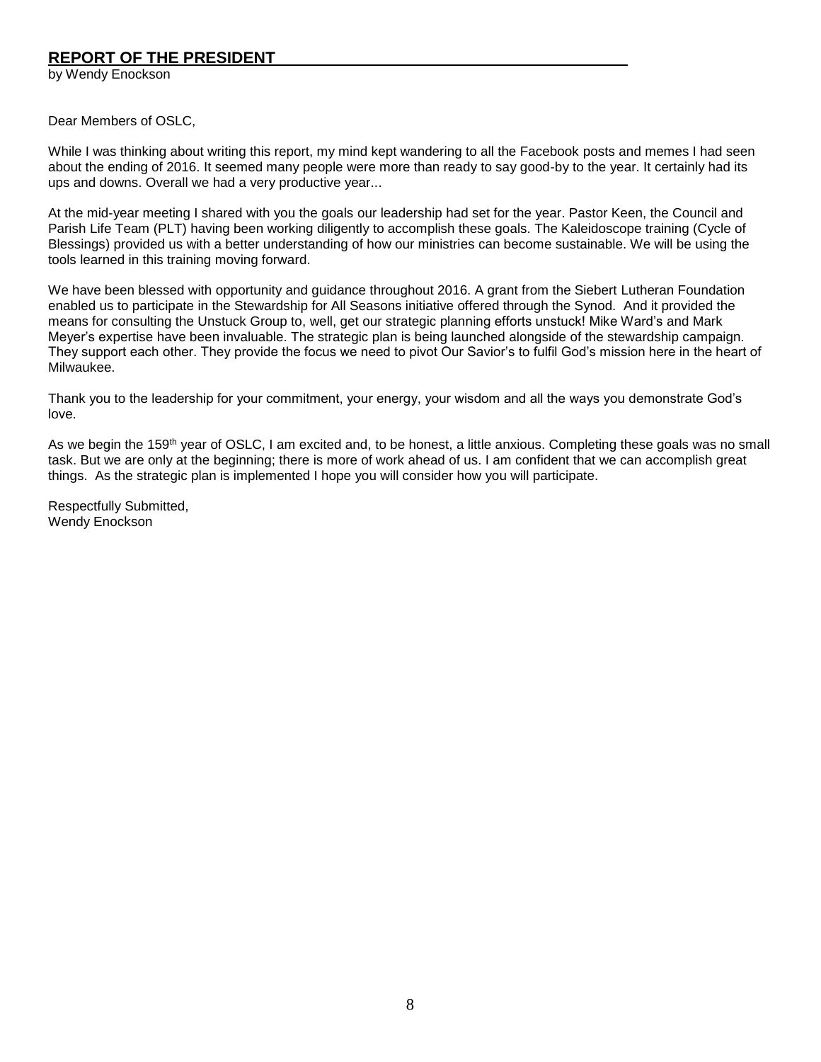## REPORT OF THE PRESIDENT

by Wendy Enockson

Dear Members of OSLC,

While I was thinking about writing this report, my mind kept wandering to all the Facebook posts and memes I had seen about the ending of 2016. It seemed many people were more than ready to say good-by to the year. It certainly had its ups and downs. Overall we had a very productive year...

At the mid-year meeting I shared with you the goals our leadership had set for the year. Pastor Keen, the Council and Parish Life Team (PLT) having been working diligently to accomplish these goals. The Kaleidoscope training (Cycle of Blessings) provided us with a better understanding of how our ministries can become sustainable. We will be using the tools learned in this training moving forward.

We have been blessed with opportunity and guidance throughout 2016. A grant from the Siebert Lutheran Foundation enabled us to participate in the Stewardship for All Seasons initiative offered through the Synod. And it provided the means for consulting the Unstuck Group to, well, get our strategic planning efforts unstuck! Mike Ward's and Mark Meyer's expertise have been invaluable. The strategic plan is being launched alongside of the stewardship campaign. They support each other. They provide the focus we need to pivot Our Savior's to fulfil God's mission here in the heart of Milwaukee.

Thank you to the leadership for your commitment, your energy, your wisdom and all the ways you demonstrate God's love.

As we begin the 159th year of OSLC, I am excited and, to be honest, a little anxious. Completing these goals was no small task. But we are only at the beginning; there is more of work ahead of us. I am confident that we can accomplish great things. As the strategic plan is implemented I hope you will consider how you will participate.

Respectfully Submitted,
Wendy Enockson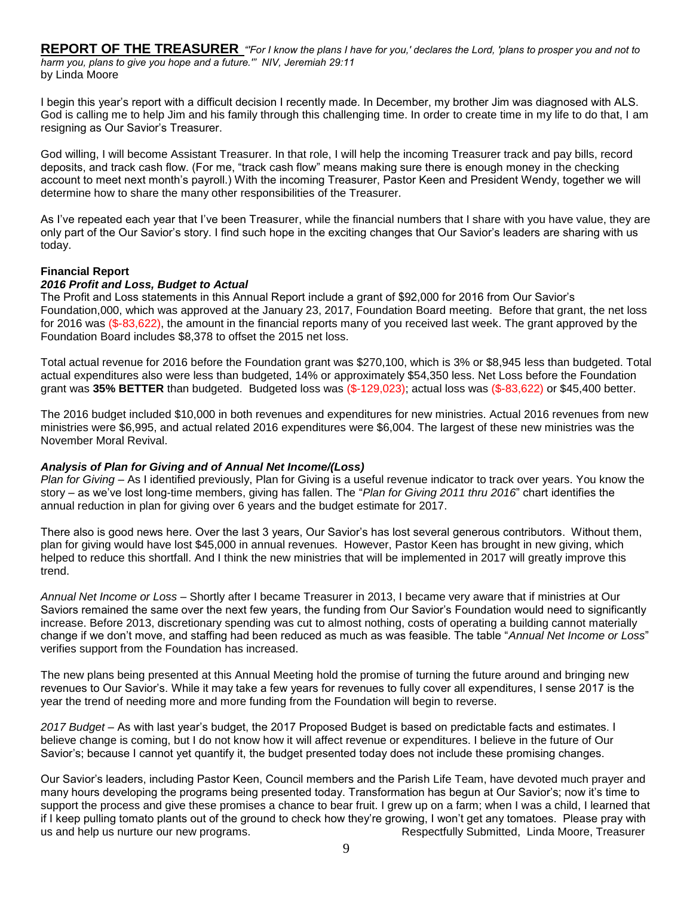## REPORT OF THE TREASURER

*"'For I know the plans I have for you,' declares the Lord, 'plans to prosper you and not to harm you, plans to give you hope and a future.'" NIV, Jeremiah 29:11*

by Linda Moore

I begin this year's report with a difficult decision I recently made. In December, my brother Jim was diagnosed with ALS. God is calling me to help Jim and his family through this challenging time. In order to create time in my life to do that, I am resigning as Our Savior's Treasurer.

God willing, I will become Assistant Treasurer. In that role, I will help the incoming Treasurer track and pay bills, record deposits, and track cash flow. (For me, "track cash flow" means making sure there is enough money in the checking account to meet next month's payroll.) With the incoming Treasurer, Pastor Keen and President Wendy, together we will determine how to share the many other responsibilities of the Treasurer.

As I've repeated each year that I've been Treasurer, while the financial numbers that I share with you have value, they are only part of the Our Savior's story. I find such hope in the exciting changes that Our Savior's leaders are sharing with us today.

### Financial Report

#### *2016 Profit and Loss, Budget to Actual*

The Profit and Loss statements in this Annual Report include a grant of $92,000 for 2016 from Our Savior's Foundation,000, which was approved at the January 23, 2017, Foundation Board meeting. Before that grant, the net loss for 2016 was ($-83,622), the amount in the financial reports many of you received last week. The grant approved by the Foundation Board includes $8,378 to offset the 2015 net loss.

Total actual revenue for 2016 before the Foundation grant was $270,100, which is 3% or $8,945 less than budgeted. Total actual expenditures also were less than budgeted, 14% or approximately $54,350 less. Net Loss before the Foundation grant was **35% BETTER** than budgeted. Budgeted loss was ($-129,023); actual loss was ($-83,622) or $45,400 better.

The 2016 budget included $10,000 in both revenues and expenditures for new ministries. Actual 2016 revenues from new ministries were $6,995, and actual related 2016 expenditures were $6,004. The largest of these new ministries was the November Moral Revival.

#### *Analysis of Plan for Giving and of Annual Net Income/(Loss)*

*Plan for Giving* – As I identified previously, Plan for Giving is a useful revenue indicator to track over years. You know the story – as we've lost long-time members, giving has fallen. The "*Plan for Giving 2011 thru 2016*" chart identifies the annual reduction in plan for giving over 6 years and the budget estimate for 2017.

There also is good news here. Over the last 3 years, Our Savior's has lost several generous contributors. Without them, plan for giving would have lost $45,000 in annual revenues. However, Pastor Keen has brought in new giving, which helped to reduce this shortfall. And I think the new ministries that will be implemented in 2017 will greatly improve this trend.

*Annual Net Income or Loss* – Shortly after I became Treasurer in 2013, I became very aware that if ministries at Our Saviors remained the same over the next few years, the funding from Our Savior's Foundation would need to significantly increase. Before 2013, discretionary spending was cut to almost nothing, costs of operating a building cannot materially change if we don't move, and staffing had been reduced as much as was feasible. The table "*Annual Net Income or Loss*" verifies support from the Foundation has increased.

The new plans being presented at this Annual Meeting hold the promise of turning the future around and bringing new revenues to Our Savior's. While it may take a few years for revenues to fully cover all expenditures, I sense 2017 is the year the trend of needing more and more funding from the Foundation will begin to reverse.

*2017 Budget* – As with last year's budget, the 2017 Proposed Budget is based on predictable facts and estimates. I believe change is coming, but I do not know how it will affect revenue or expenditures. I believe in the future of Our Savior's; because I cannot yet quantify it, the budget presented today does not include these promising changes.

Our Savior's leaders, including Pastor Keen, Council members and the Parish Life Team, have devoted much prayer and many hours developing the programs being presented today. Transformation has begun at Our Savior's; now it's time to support the process and give these promises a chance to bear fruit. I grew up on a farm; when I was a child, I learned that if I keep pulling tomato plants out of the ground to check how they're growing, I won't get any tomatoes. Please pray with us and help us nurture our new programs.

Respectfully Submitted, Linda Moore, Treasurer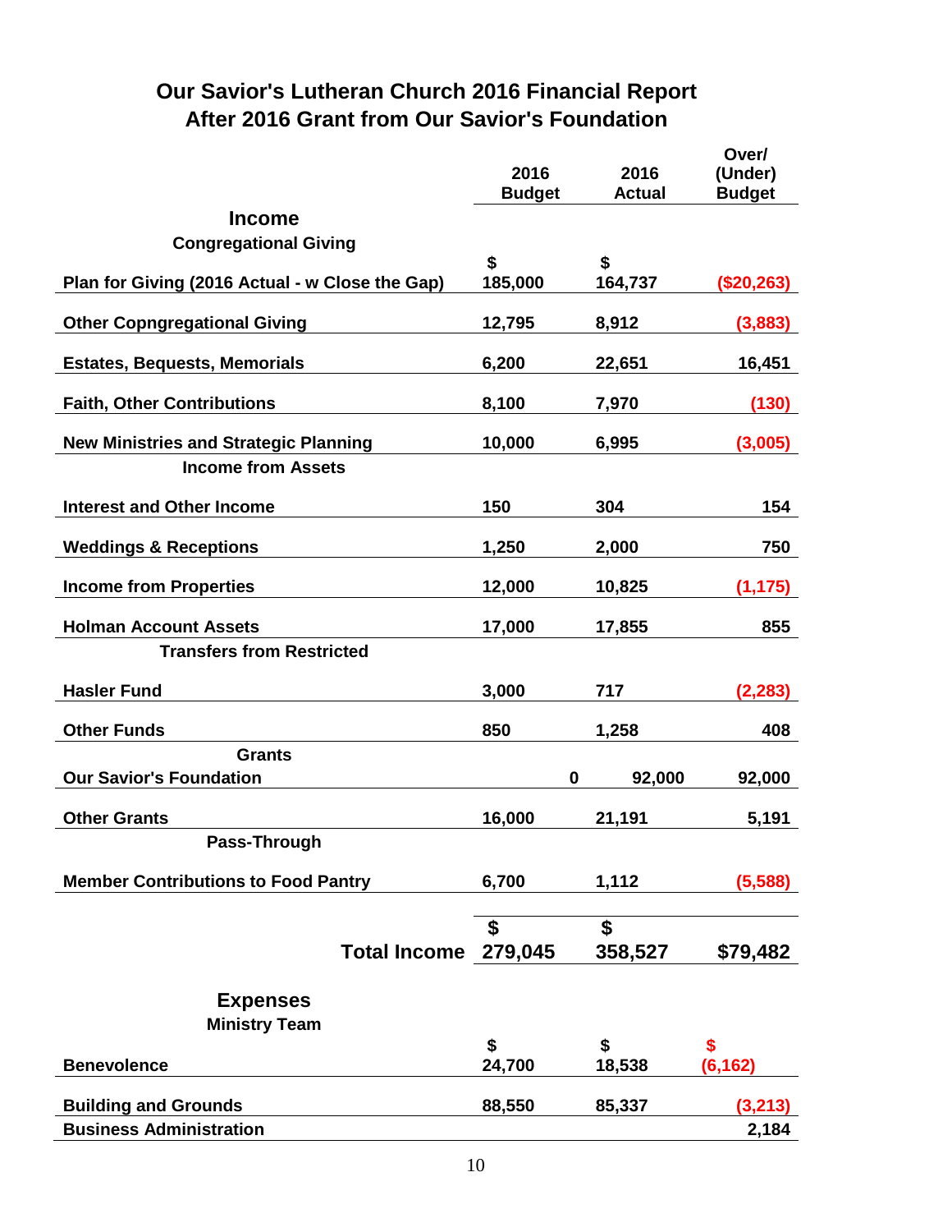# Our Savior's Lutheran Church 2016 Financial Report
## After 2016 Grant from Our Savior's Foundation

| | 2016 Budget | 2016 Actual | Over/ (Under) Budget |
|---|---|---|---|
| **Income** | | | |
| **Congregational Giving** | | | |
| Plan for Giving (2016 Actual - w Close the Gap) | $ 185,000 | $ 164,737 | ($20,263) |
| Other Copngregational Giving | 12,795 | 8,912 | (3,883) |
| Estates, Bequests, Memorials | 6,200 | 22,651 | 16,451 |
| Faith, Other Contributions | 8,100 | 7,970 | (130) |
| New Ministries and Strategic Planning | 10,000 | 6,995 | (3,005) |
| **Income from Assets** | | | |
| Interest and Other Income | 150 | 304 | 154 |
| Weddings & Receptions | 1,250 | 2,000 | 750 |
| Income from Properties | 12,000 | 10,825 | (1,175) |
| Holman Account Assets | 17,000 | 17,855 | 855 |
| **Transfers from Restricted** | | | |
| Hasler Fund | 3,000 | 717 | (2,283) |
| Other Funds | 850 | 1,258 | 408 |
| **Grants** | | | |
| Our Savior's Foundation | 0 | 92,000 | 92,000 |
| Other Grants | 16,000 | 21,191 | 5,191 |
| **Pass-Through** | | | |
| Member Contributions to Food Pantry | 6,700 | 1,112 | (5,588) |
| **Total Income** | $ 279,045 | $ 358,527 | $79,482 |
| **Expenses** | | | |
| **Ministry Team** | | | |
| Benevolence | $ 24,700 | $ 18,538 | $ (6,162) |
| Building and Grounds | 88,550 | 85,337 | (3,213) |
| Business Administration | | | 2,184 |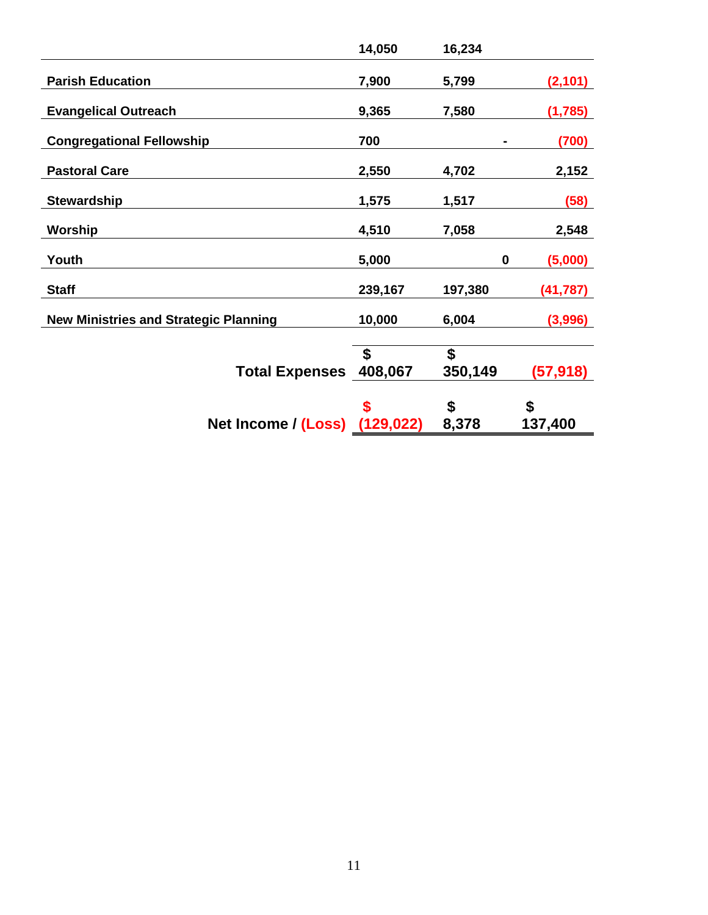| | | | |
|---|---|---|---|
| | 14,050 | 16,234 | |
| Parish Education | 7,900 | 5,799 | (2,101) |
| Evangelical Outreach | 9,365 | 7,580 | (1,785) |
| Congregational Fellowship | 700 | - | (700) |
| Pastoral Care | 2,550 | 4,702 | 2,152 |
| Stewardship | 1,575 | 1,517 | (58) |
| Worship | 4,510 | 7,058 | 2,548 |
| Youth | 5,000 | 0 | (5,000) |
| Staff | 239,167 | 197,380 | (41,787) |
| New Ministries and Strategic Planning | 10,000 | 6,004 | (3,996) |
| **Total Expenses** | **$ 408,067** | **$ 350,149** | **(57,918)** |
| **Net Income / (Loss)** | **$ (129,022)** | **$ 8,378** | **$ 137,400** |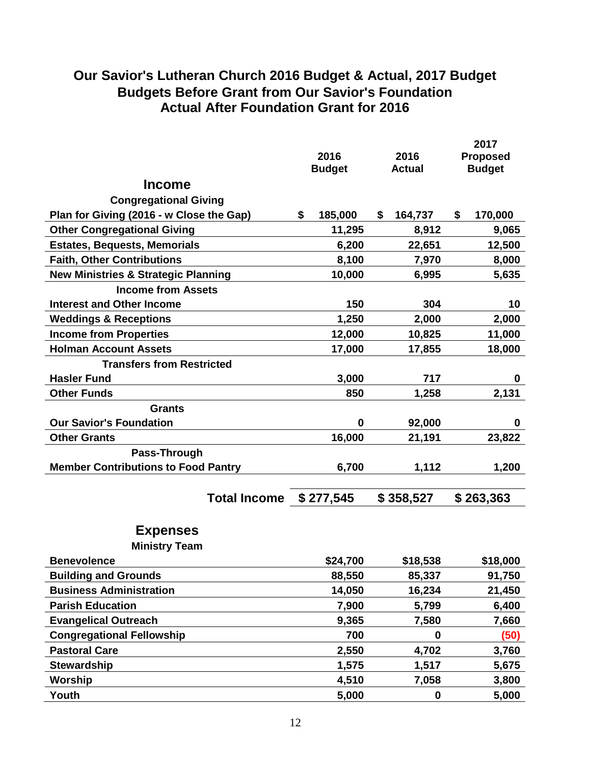# Our Savior's Lutheran Church 2016 Budget & Actual, 2017 Budget

## Budgets Before Grant from Our Savior's Foundation

## Actual After Foundation Grant for 2016

| | 2016 Budget | 2016 Actual | 2017 Proposed Budget |
|---|---|---|---|
| **Income** | | | |
| **Congregational Giving** | | | |
| Plan for Giving (2016 - w Close the Gap) | $ 185,000 | $ 164,737 | $ 170,000 |
| Other Congregational Giving | 11,295 | 8,912 | 9,065 |
| Estates, Bequests, Memorials | 6,200 | 22,651 | 12,500 |
| Faith, Other Contributions | 8,100 | 7,970 | 8,000 |
| New Ministries & Strategic Planning | 10,000 | 6,995 | 5,635 |
| **Income from Assets** | | | |
| Interest and Other Income | 150 | 304 | 10 |
| Weddings & Receptions | 1,250 | 2,000 | 2,000 |
| Income from Properties | 12,000 | 10,825 | 11,000 |
| Holman Account Assets | 17,000 | 17,855 | 18,000 |
| **Transfers from Restricted** | | | |
| Hasler Fund | 3,000 | 717 | 0 |
| Other Funds | 850 | 1,258 | 2,131 |
| **Grants** | | | |
| Our Savior's Foundation | 0 | 92,000 | 0 |
| Other Grants | 16,000 | 21,191 | 23,822 |
| **Pass-Through** | | | |
| Member Contributions to Food Pantry | 6,700 | 1,112 | 1,200 |
| **Total Income** | **$ 277,545** | **$ 358,527** | **$ 263,363** |
| **Expenses** | | | |
| **Ministry Team** | | | |
| Benevolence | $24,700 | $18,538 | $18,000 |
| Building and Grounds | 88,550 | 85,337 | 91,750 |
| Business Administration | 14,050 | 16,234 | 21,450 |
| Parish Education | 7,900 | 5,799 | 6,400 |
| Evangelical Outreach | 9,365 | 7,580 | 7,660 |
| Congregational Fellowship | 700 | 0 | (50) |
| Pastoral Care | 2,550 | 4,702 | 3,760 |
| Stewardship | 1,575 | 1,517 | 5,675 |
| Worship | 4,510 | 7,058 | 3,800 |
| Youth | 5,000 | 0 | 5,000 |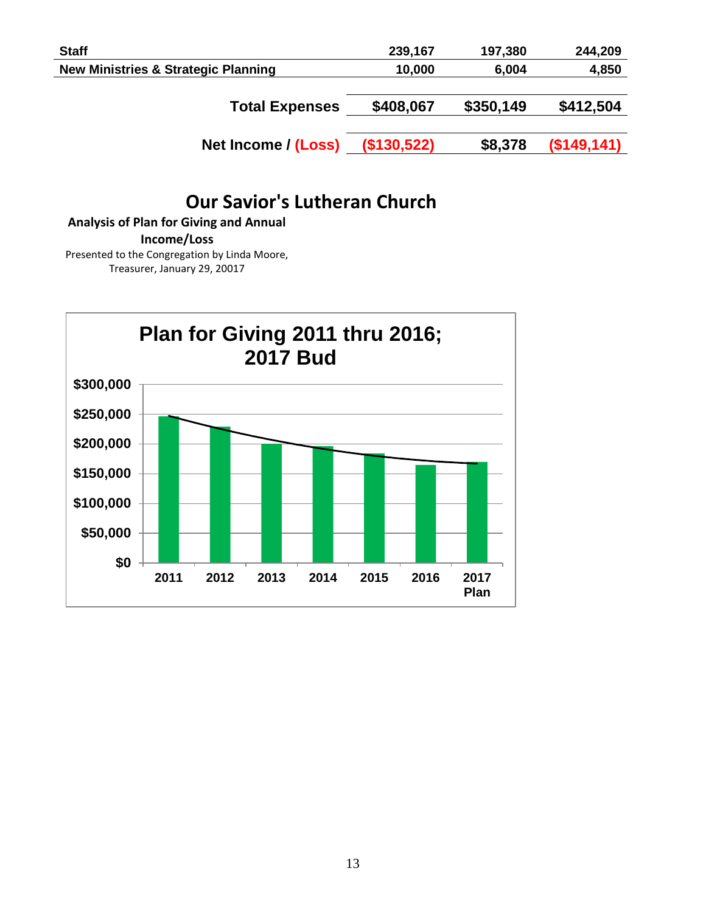| | | | |
|---|---|---|---|
| **Staff** | **239,167** | **197,380** | **244,209** |
| **New Ministries & Strategic Planning** | **10,000** | **6,004** | **4,850** |
| **Total Expenses** | **$408,067** | **$350,149** | **$412,504** |
| **Net Income / (Loss)** | **($130,522)** | **$8,378** | **($149,141)** |

# Our Savior's Lutheran Church

**Analysis of Plan for Giving and Annual Income/Loss**

Presented to the Congregation by Linda Moore, Treasurer, January 29, 20017

**Plan for Giving 2011 thru 2016; 2017 Bud**

$300,000
$250,000
$200,000
$150,000
$100,000
$50,000
$0

2011 2012 2013 2014 2015 2016 2017 Plan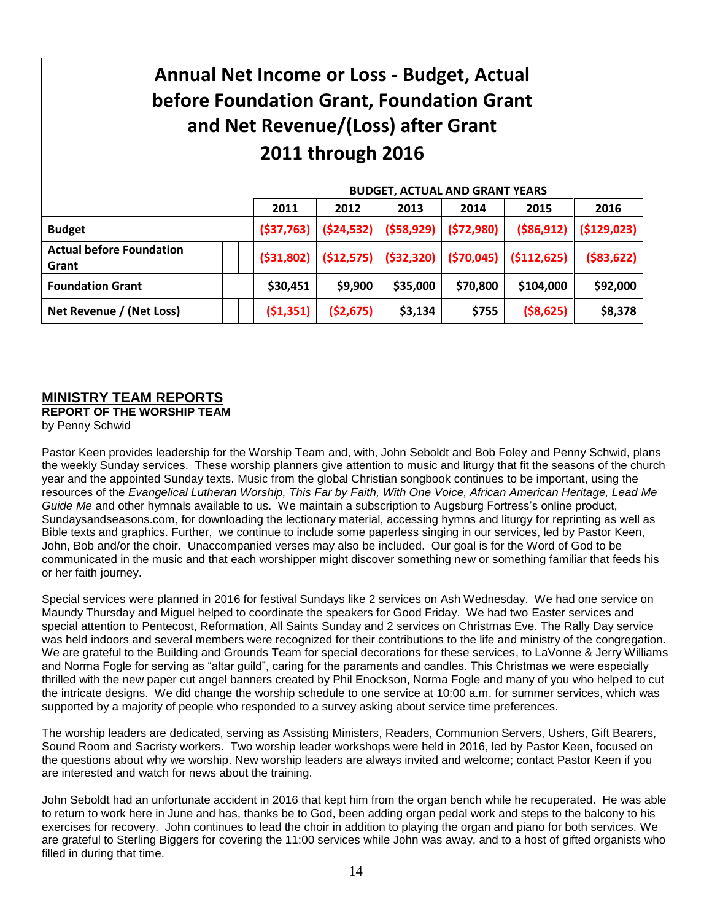# Annual Net Income or Loss - Budget, Actual before Foundation Grant, Foundation Grant and Net Revenue/(Loss) after Grant 2011 through 2016

| | BUDGET, ACTUAL AND GRANT YEARS | | | | | |
|---|---|---|---|---|---|---|
| | **2011** | **2012** | **2013** | **2014** | **2015** | **2016** |
| **Budget** | ($37,763) | ($24,532) | ($58,929) | ($72,980) | ($86,912) | ($129,023) |
| **Actual before Foundation Grant** | ($31,802) | ($12,575) | ($32,320) | ($70,045) | ($112,625) | ($83,622) |
| **Foundation Grant** | $30,451 | $9,900 | $35,000 | $70,800 | $104,000 | $92,000 |
| **Net Revenue / (Net Loss)** | ($1,351) | ($2,675) | $3,134 | $755 | ($8,625) | $8,378 |

## MINISTRY TEAM REPORTS

### REPORT OF THE WORSHIP TEAM

by Penny Schwid

Pastor Keen provides leadership for the Worship Team and, with, John Seboldt and Bob Foley and Penny Schwid, plans the weekly Sunday services. These worship planners give attention to music and liturgy that fit the seasons of the church year and the appointed Sunday texts. Music from the global Christian songbook continues to be important, using the resources of the *Evangelical Lutheran Worship, This Far by Faith, With One Voice, African American Heritage, Lead Me Guide Me* and other hymnals available to us. We maintain a subscription to Augsburg Fortress's online product, Sundaysandseasons.com, for downloading the lectionary material, accessing hymns and liturgy for reprinting as well as Bible texts and graphics. Further, we continue to include some paperless singing in our services, led by Pastor Keen, John, Bob and/or the choir. Unaccompanied verses may also be included. Our goal is for the Word of God to be communicated in the music and that each worshipper might discover something new or something familiar that feeds his or her faith journey.

Special services were planned in 2016 for festival Sundays like 2 services on Ash Wednesday. We had one service on Maundy Thursday and Miguel helped to coordinate the speakers for Good Friday. We had two Easter services and special attention to Pentecost, Reformation, All Saints Sunday and 2 services on Christmas Eve. The Rally Day service was held indoors and several members were recognized for their contributions to the life and ministry of the congregation. We are grateful to the Building and Grounds Team for special decorations for these services, to LaVonne & Jerry Williams and Norma Fogle for serving as "altar guild", caring for the paraments and candles. This Christmas we were especially thrilled with the new paper cut angel banners created by Phil Enockson, Norma Fogle and many of you who helped to cut the intricate designs. We did change the worship schedule to one service at 10:00 a.m. for summer services, which was supported by a majority of people who responded to a survey asking about service time preferences.

The worship leaders are dedicated, serving as Assisting Ministers, Readers, Communion Servers, Ushers, Gift Bearers, Sound Room and Sacristy workers. Two worship leader workshops were held in 2016, led by Pastor Keen, focused on the questions about why we worship. New worship leaders are always invited and welcome; contact Pastor Keen if you are interested and watch for news about the training.

John Seboldt had an unfortunate accident in 2016 that kept him from the organ bench while he recuperated. He was able to return to work here in June and has, thanks be to God, been adding organ pedal work and steps to the balcony to his exercises for recovery. John continues to lead the choir in addition to playing the organ and piano for both services. We are grateful to Sterling Biggers for covering the 11:00 services while John was away, and to a host of gifted organists who filled in during that time.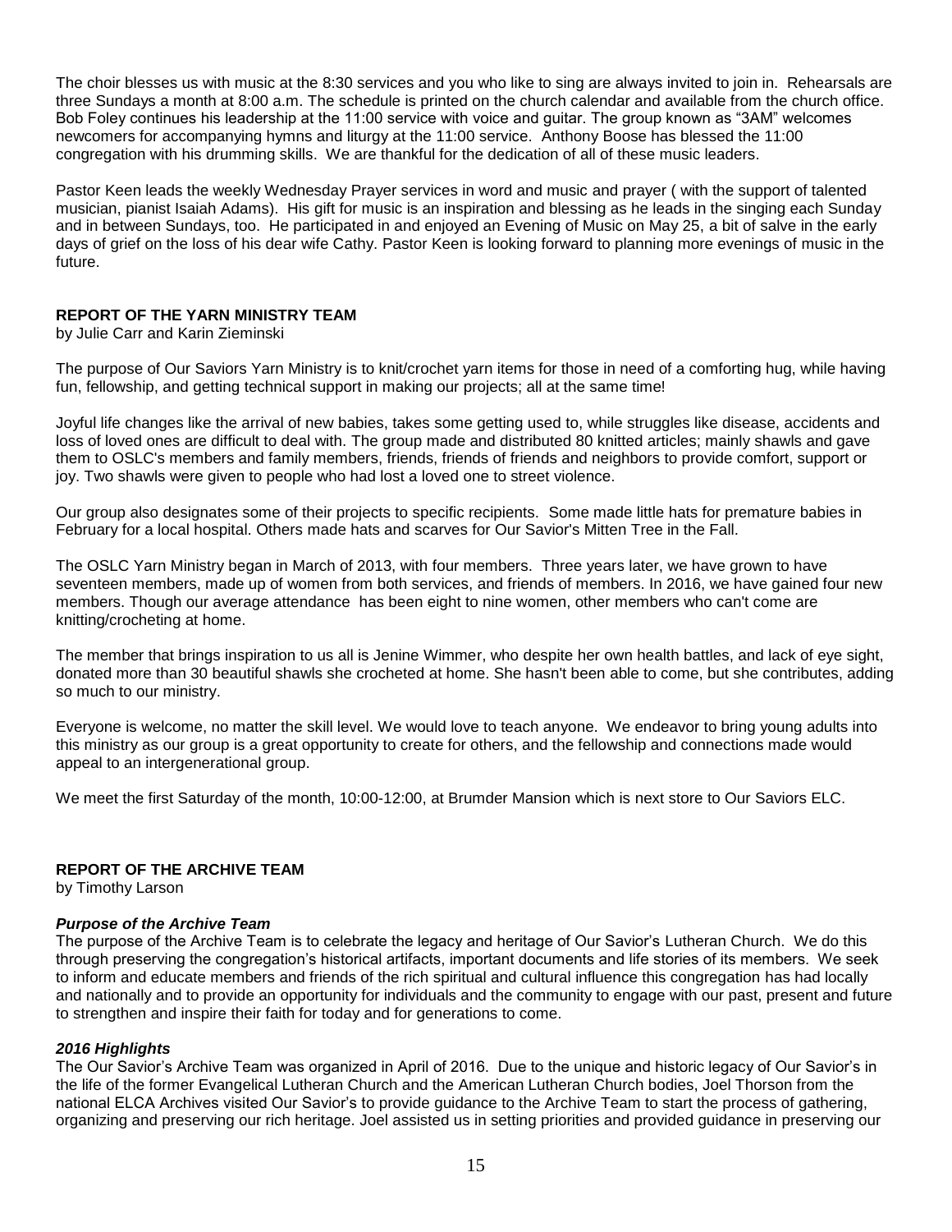The choir blesses us with music at the 8:30 services and you who like to sing are always invited to join in. Rehearsals are three Sundays a month at 8:00 a.m. The schedule is printed on the church calendar and available from the church office. Bob Foley continues his leadership at the 11:00 service with voice and guitar. The group known as "3AM" welcomes newcomers for accompanying hymns and liturgy at the 11:00 service. Anthony Boose has blessed the 11:00 congregation with his drumming skills. We are thankful for the dedication of all of these music leaders.

Pastor Keen leads the weekly Wednesday Prayer services in word and music and prayer ( with the support of talented musician, pianist Isaiah Adams). His gift for music is an inspiration and blessing as he leads in the singing each Sunday and in between Sundays, too. He participated in and enjoyed an Evening of Music on May 25, a bit of salve in the early days of grief on the loss of his dear wife Cathy. Pastor Keen is looking forward to planning more evenings of music in the future.

## REPORT OF THE YARN MINISTRY TEAM

by Julie Carr and Karin Zieminski

The purpose of Our Saviors Yarn Ministry is to knit/crochet yarn items for those in need of a comforting hug, while having fun, fellowship, and getting technical support in making our projects; all at the same time!

Joyful life changes like the arrival of new babies, takes some getting used to, while struggles like disease, accidents and loss of loved ones are difficult to deal with. The group made and distributed 80 knitted articles; mainly shawls and gave them to OSLC's members and family members, friends, friends of friends and neighbors to provide comfort, support or joy. Two shawls were given to people who had lost a loved one to street violence.

Our group also designates some of their projects to specific recipients. Some made little hats for premature babies in February for a local hospital. Others made hats and scarves for Our Savior's Mitten Tree in the Fall.

The OSLC Yarn Ministry began in March of 2013, with four members. Three years later, we have grown to have seventeen members, made up of women from both services, and friends of members. In 2016, we have gained four new members. Though our average attendance has been eight to nine women, other members who can't come are knitting/crocheting at home.

The member that brings inspiration to us all is Jenine Wimmer, who despite her own health battles, and lack of eye sight, donated more than 30 beautiful shawls she crocheted at home. She hasn't been able to come, but she contributes, adding so much to our ministry.

Everyone is welcome, no matter the skill level. We would love to teach anyone. We endeavor to bring young adults into this ministry as our group is a great opportunity to create for others, and the fellowship and connections made would appeal to an intergenerational group.

We meet the first Saturday of the month, 10:00-12:00, at Brumder Mansion which is next store to Our Saviors ELC.

## REPORT OF THE ARCHIVE TEAM

by Timothy Larson

### *Purpose of the Archive Team*

The purpose of the Archive Team is to celebrate the legacy and heritage of Our Savior's Lutheran Church. We do this through preserving the congregation's historical artifacts, important documents and life stories of its members. We seek to inform and educate members and friends of the rich spiritual and cultural influence this congregation has had locally and nationally and to provide an opportunity for individuals and the community to engage with our past, present and future to strengthen and inspire their faith for today and for generations to come.

### *2016 Highlights*

The Our Savior's Archive Team was organized in April of 2016. Due to the unique and historic legacy of Our Savior's in the life of the former Evangelical Lutheran Church and the American Lutheran Church bodies, Joel Thorson from the national ELCA Archives visited Our Savior's to provide guidance to the Archive Team to start the process of gathering, organizing and preserving our rich heritage. Joel assisted us in setting priorities and provided guidance in preserving our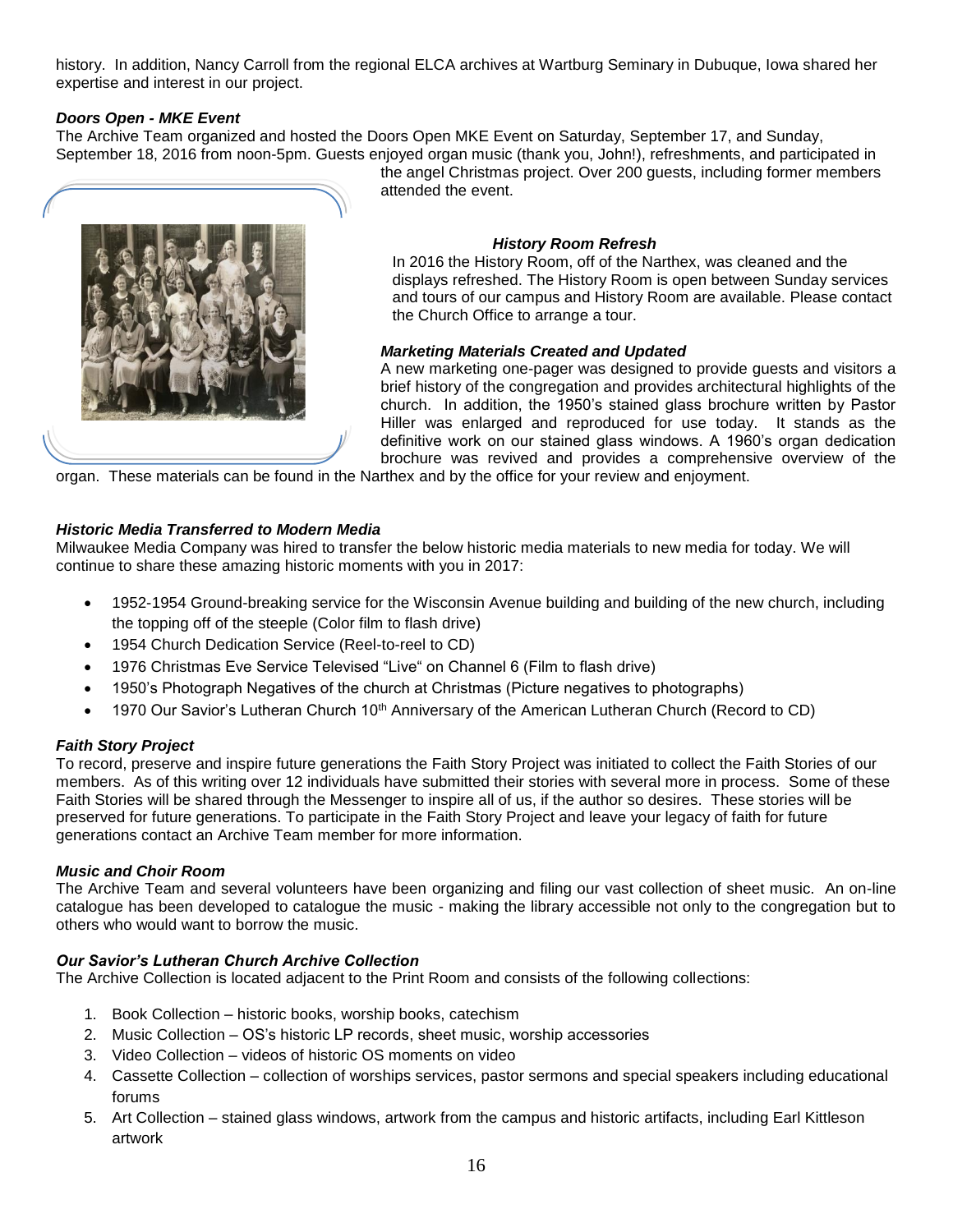history. In addition, Nancy Carroll from the regional ELCA archives at Wartburg Seminary in Dubuque, Iowa shared her expertise and interest in our project.

***Doors Open - MKE Event***

The Archive Team organized and hosted the Doors Open MKE Event on Saturday, September 17, and Sunday, September 18, 2016 from noon-5pm. Guests enjoyed organ music (thank you, John!), refreshments, and participated in the angel Christmas project. Over 200 guests, including former members attended the event.

***History Room Refresh***

In 2016 the History Room, off of the Narthex, was cleaned and the displays refreshed. The History Room is open between Sunday services and tours of our campus and History Room are available. Please contact the Church Office to arrange a tour.

***Marketing Materials Created and Updated***

A new marketing one-pager was designed to provide guests and visitors a brief history of the congregation and provides architectural highlights of the church. In addition, the 1950's stained glass brochure written by Pastor Hiller was enlarged and reproduced for use today. It stands as the definitive work on our stained glass windows. A 1960's organ dedication brochure was revived and provides a comprehensive overview of the organ. These materials can be found in the Narthex and by the office for your review and enjoyment.

***Historic Media Transferred to Modern Media***

Milwaukee Media Company was hired to transfer the below historic media materials to new media for today. We will continue to share these amazing historic moments with you in 2017:

- 1952-1954 Ground-breaking service for the Wisconsin Avenue building and building of the new church, including the topping off of the steeple (Color film to flash drive)
- 1954 Church Dedication Service (Reel-to-reel to CD)
- 1976 Christmas Eve Service Televised "Live" on Channel 6 (Film to flash drive)
- 1950's Photograph Negatives of the church at Christmas (Picture negatives to photographs)
- 1970 Our Savior's Lutheran Church 10th Anniversary of the American Lutheran Church (Record to CD)

***Faith Story Project***

To record, preserve and inspire future generations the Faith Story Project was initiated to collect the Faith Stories of our members. As of this writing over 12 individuals have submitted their stories with several more in process. Some of these Faith Stories will be shared through the Messenger to inspire all of us, if the author so desires. These stories will be preserved for future generations. To participate in the Faith Story Project and leave your legacy of faith for future generations contact an Archive Team member for more information.

***Music and Choir Room***

The Archive Team and several volunteers have been organizing and filing our vast collection of sheet music. An on-line catalogue has been developed to catalogue the music - making the library accessible not only to the congregation but to others who would want to borrow the music.

***Our Savior's Lutheran Church Archive Collection***

The Archive Collection is located adjacent to the Print Room and consists of the following collections:

1. Book Collection – historic books, worship books, catechism
2. Music Collection – OS's historic LP records, sheet music, worship accessories
3. Video Collection – videos of historic OS moments on video
4. Cassette Collection – collection of worships services, pastor sermons and special speakers including educational forums
5. Art Collection – stained glass windows, artwork from the campus and historic artifacts, including Earl Kittleson artwork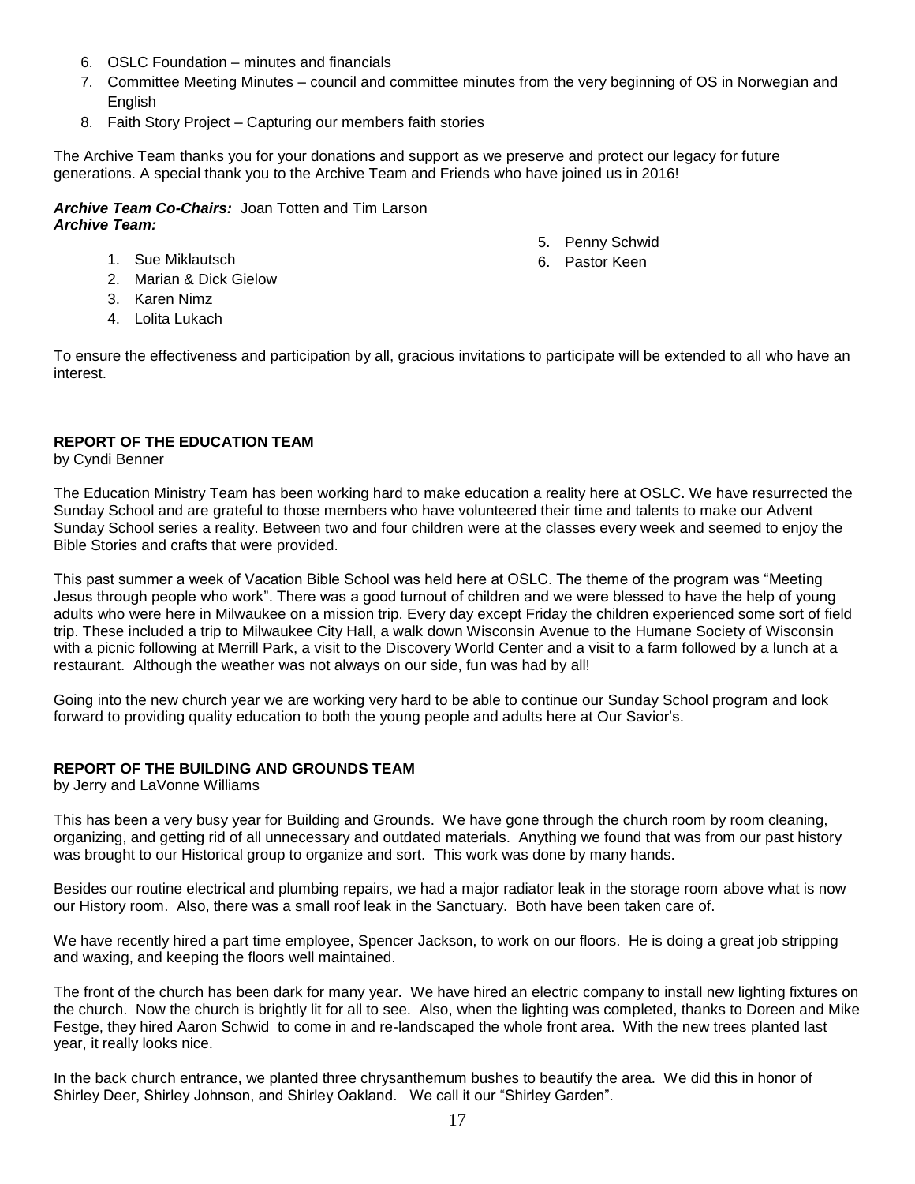6. OSLC Foundation – minutes and financials
7. Committee Meeting Minutes – council and committee minutes from the very beginning of OS in Norwegian and English
8. Faith Story Project – Capturing our members faith stories

The Archive Team thanks you for your donations and support as we preserve and protect our legacy for future generations. A special thank you to the Archive Team and Friends who have joined us in 2016!

***Archive Team Co-Chairs:*** Joan Totten and Tim Larson
***Archive Team:***

1. Sue Miklautsch
2. Marian & Dick Gielow
3. Karen Nimz
4. Lolita Lukach
5. Penny Schwid
6. Pastor Keen

To ensure the effectiveness and participation by all, gracious invitations to participate will be extended to all who have an interest.

**REPORT OF THE EDUCATION TEAM**
by Cyndi Benner

The Education Ministry Team has been working hard to make education a reality here at OSLC. We have resurrected the Sunday School and are grateful to those members who have volunteered their time and talents to make our Advent Sunday School series a reality. Between two and four children were at the classes every week and seemed to enjoy the Bible Stories and crafts that were provided.

This past summer a week of Vacation Bible School was held here at OSLC. The theme of the program was "Meeting Jesus through people who work". There was a good turnout of children and we were blessed to have the help of young adults who were here in Milwaukee on a mission trip. Every day except Friday the children experienced some sort of field trip. These included a trip to Milwaukee City Hall, a walk down Wisconsin Avenue to the Humane Society of Wisconsin with a picnic following at Merrill Park, a visit to the Discovery World Center and a visit to a farm followed by a lunch at a restaurant. Although the weather was not always on our side, fun was had by all!

Going into the new church year we are working very hard to be able to continue our Sunday School program and look forward to providing quality education to both the young people and adults here at Our Savior's.

**REPORT OF THE BUILDING AND GROUNDS TEAM**
by Jerry and LaVonne Williams

This has been a very busy year for Building and Grounds. We have gone through the church room by room cleaning, organizing, and getting rid of all unnecessary and outdated materials. Anything we found that was from our past history was brought to our Historical group to organize and sort. This work was done by many hands.

Besides our routine electrical and plumbing repairs, we had a major radiator leak in the storage room above what is now our History room. Also, there was a small roof leak in the Sanctuary. Both have been taken care of.

We have recently hired a part time employee, Spencer Jackson, to work on our floors. He is doing a great job stripping and waxing, and keeping the floors well maintained.

The front of the church has been dark for many year. We have hired an electric company to install new lighting fixtures on the church. Now the church is brightly lit for all to see. Also, when the lighting was completed, thanks to Doreen and Mike Festge, they hired Aaron Schwid to come in and re-landscaped the whole front area. With the new trees planted last year, it really looks nice.

In the back church entrance, we planted three chrysanthemum bushes to beautify the area. We did this in honor of Shirley Deer, Shirley Johnson, and Shirley Oakland. We call it our "Shirley Garden".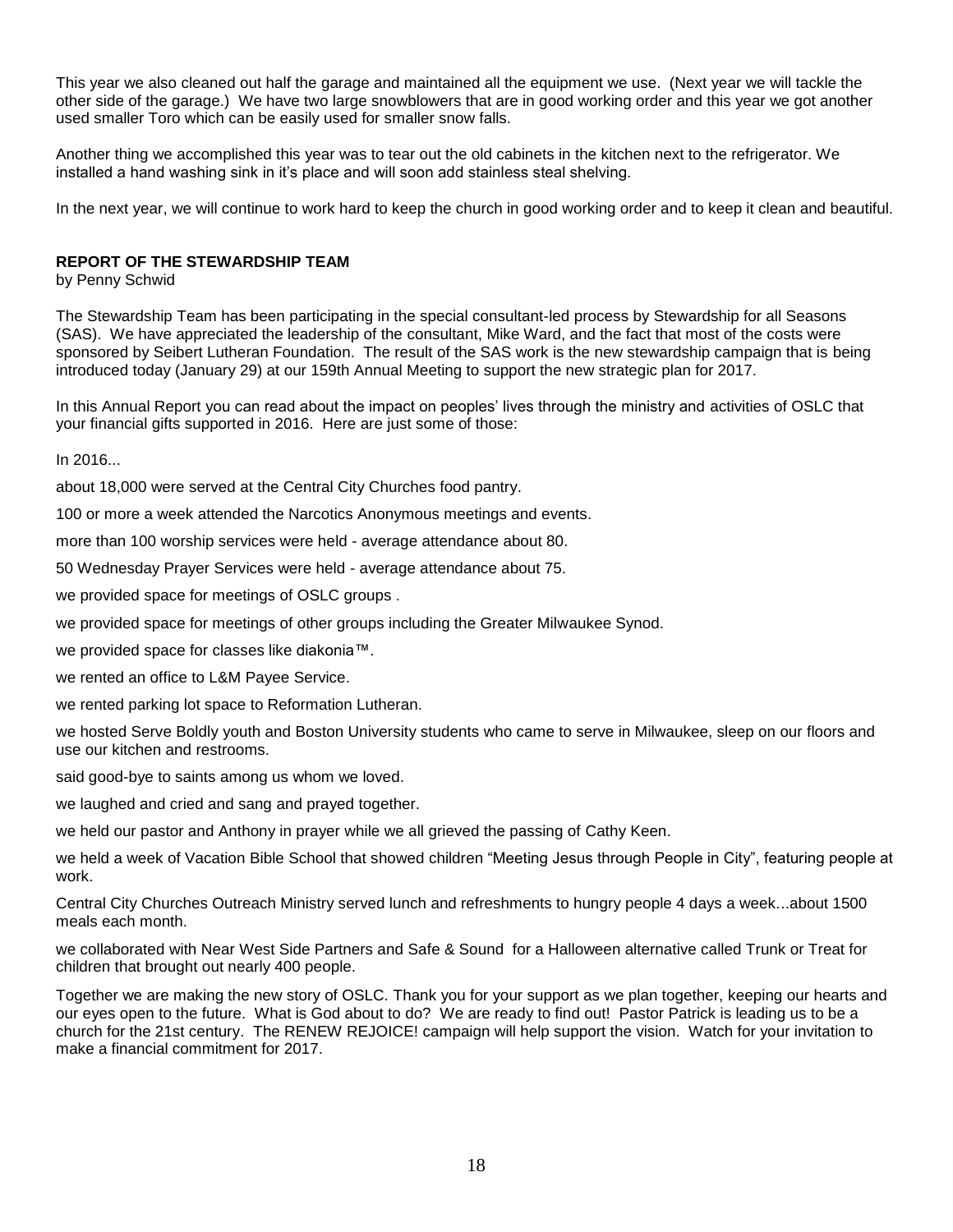This year we also cleaned out half the garage and maintained all the equipment we use. (Next year we will tackle the other side of the garage.) We have two large snowblowers that are in good working order and this year we got another used smaller Toro which can be easily used for smaller snow falls.

Another thing we accomplished this year was to tear out the old cabinets in the kitchen next to the refrigerator. We installed a hand washing sink in it's place and will soon add stainless steal shelving.

In the next year, we will continue to work hard to keep the church in good working order and to keep it clean and beautiful.

**REPORT OF THE STEWARDSHIP TEAM**

by Penny Schwid

The Stewardship Team has been participating in the special consultant-led process by Stewardship for all Seasons (SAS). We have appreciated the leadership of the consultant, Mike Ward, and the fact that most of the costs were sponsored by Seibert Lutheran Foundation. The result of the SAS work is the new stewardship campaign that is being introduced today (January 29) at our 159th Annual Meeting to support the new strategic plan for 2017.

In this Annual Report you can read about the impact on peoples' lives through the ministry and activities of OSLC that your financial gifts supported in 2016. Here are just some of those:

In 2016...

about 18,000 were served at the Central City Churches food pantry.

100 or more a week attended the Narcotics Anonymous meetings and events.

more than 100 worship services were held - average attendance about 80.

50 Wednesday Prayer Services were held - average attendance about 75.

we provided space for meetings of OSLC groups .

we provided space for meetings of other groups including the Greater Milwaukee Synod.

we provided space for classes like diakonia™.

we rented an office to L&M Payee Service.

we rented parking lot space to Reformation Lutheran.

we hosted Serve Boldly youth and Boston University students who came to serve in Milwaukee, sleep on our floors and use our kitchen and restrooms.

said good-bye to saints among us whom we loved.

we laughed and cried and sang and prayed together.

we held our pastor and Anthony in prayer while we all grieved the passing of Cathy Keen.

we held a week of Vacation Bible School that showed children "Meeting Jesus through People in City", featuring people at work.

Central City Churches Outreach Ministry served lunch and refreshments to hungry people 4 days a week...about 1500 meals each month.

we collaborated with Near West Side Partners and Safe & Sound for a Halloween alternative called Trunk or Treat for children that brought out nearly 400 people.

Together we are making the new story of OSLC. Thank you for your support as we plan together, keeping our hearts and our eyes open to the future. What is God about to do? We are ready to find out! Pastor Patrick is leading us to be a church for the 21st century. The RENEW REJOICE! campaign will help support the vision. Watch for your invitation to make a financial commitment for 2017.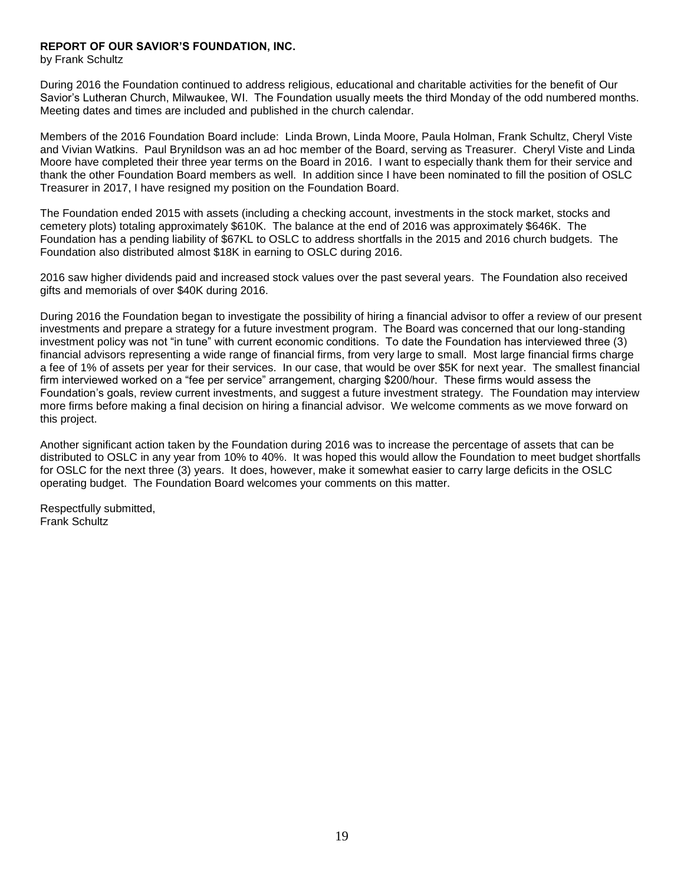**REPORT OF OUR SAVIOR'S FOUNDATION, INC.**
by Frank Schultz

During 2016 the Foundation continued to address religious, educational and charitable activities for the benefit of Our Savior's Lutheran Church, Milwaukee, WI. The Foundation usually meets the third Monday of the odd numbered months. Meeting dates and times are included and published in the church calendar.

Members of the 2016 Foundation Board include: Linda Brown, Linda Moore, Paula Holman, Frank Schultz, Cheryl Viste and Vivian Watkins. Paul Brynildson was an ad hoc member of the Board, serving as Treasurer. Cheryl Viste and Linda Moore have completed their three year terms on the Board in 2016. I want to especially thank them for their service and thank the other Foundation Board members as well. In addition since I have been nominated to fill the position of OSLC Treasurer in 2017, I have resigned my position on the Foundation Board.

The Foundation ended 2015 with assets (including a checking account, investments in the stock market, stocks and cemetery plots) totaling approximately $610K. The balance at the end of 2016 was approximately $646K. The Foundation has a pending liability of $67KL to OSLC to address shortfalls in the 2015 and 2016 church budgets. The Foundation also distributed almost $18K in earning to OSLC during 2016.

2016 saw higher dividends paid and increased stock values over the past several years. The Foundation also received gifts and memorials of over $40K during 2016.

During 2016 the Foundation began to investigate the possibility of hiring a financial advisor to offer a review of our present investments and prepare a strategy for a future investment program. The Board was concerned that our long-standing investment policy was not "in tune" with current economic conditions. To date the Foundation has interviewed three (3) financial advisors representing a wide range of financial firms, from very large to small. Most large financial firms charge a fee of 1% of assets per year for their services. In our case, that would be over $5K for next year. The smallest financial firm interviewed worked on a "fee per service" arrangement, charging $200/hour. These firms would assess the Foundation's goals, review current investments, and suggest a future investment strategy. The Foundation may interview more firms before making a final decision on hiring a financial advisor. We welcome comments as we move forward on this project.

Another significant action taken by the Foundation during 2016 was to increase the percentage of assets that can be distributed to OSLC in any year from 10% to 40%. It was hoped this would allow the Foundation to meet budget shortfalls for OSLC for the next three (3) years. It does, however, make it somewhat easier to carry large deficits in the OSLC operating budget. The Foundation Board welcomes your comments on this matter.

Respectfully submitted,
Frank Schultz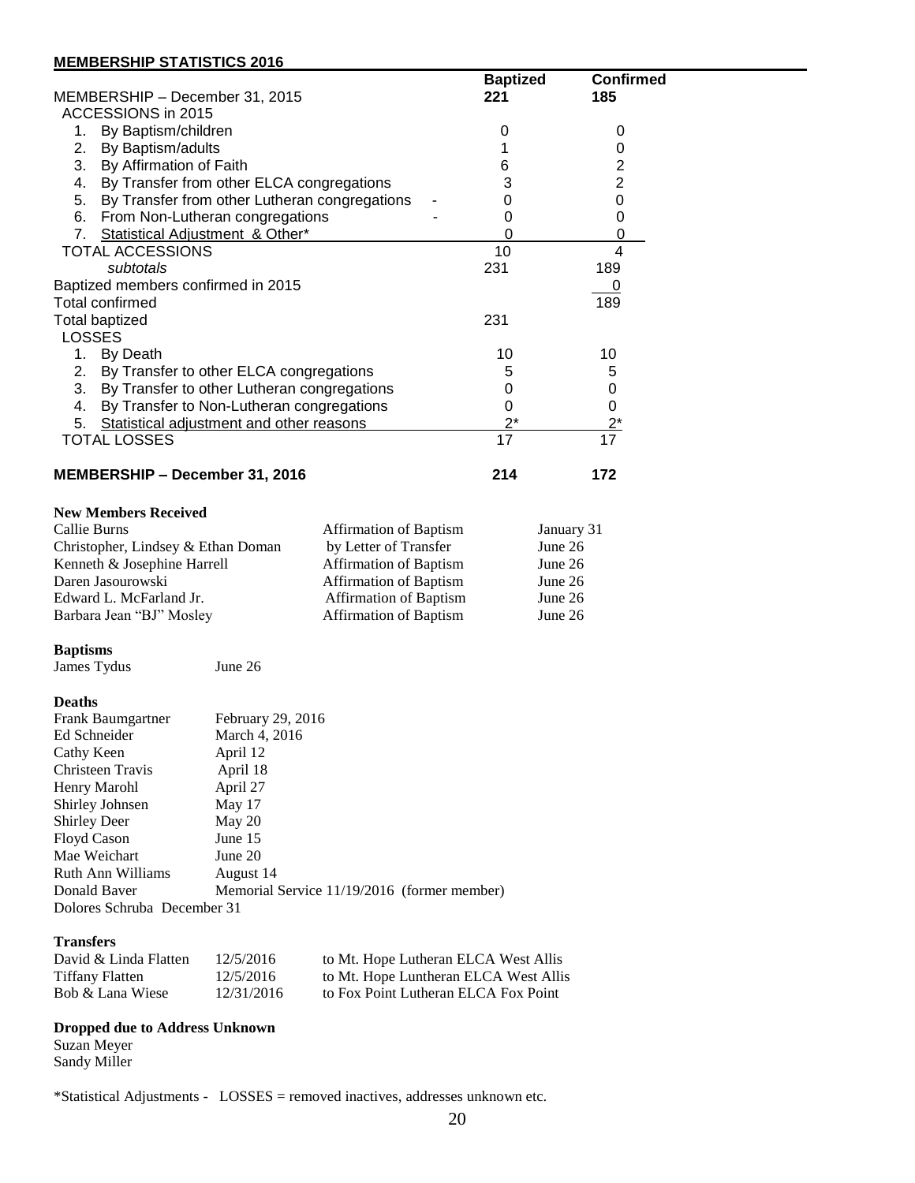## MEMBERSHIP STATISTICS 2016

| | | Baptized | Confirmed |
|---|---|---|---|
| MEMBERSHIP – December 31, 2015 | | **221** | **185** |
| ACCESSIONS in 2015 | | | |
| 1. By Baptism/children | | 0 | 0 |
| 2. By Baptism/adults | | 1 | 0 |
| 3. By Affirmation of Faith | | 6 | 2 |
| 4. By Transfer from other ELCA congregations | | 3 | 2 |
| 5. By Transfer from other Lutheran congregations | - | 0 | 0 |
| 6. From Non-Lutheran congregations | - | 0 | 0 |
| 7. Statistical Adjustment & Other* | | 0 | 0 |
| TOTAL ACCESSIONS | | 10 | 4 |
| *subtotals* | | 231 | 189 |
| Baptized members confirmed in 2015 | | | 0 |
| Total confirmed | | | 189 |
| Total baptized | | 231 | |
| LOSSES | | | |
| 1. By Death | | 10 | 10 |
| 2. By Transfer to other ELCA congregations | | 5 | 5 |
| 3. By Transfer to other Lutheran congregations | | 0 | 0 |
| 4. By Transfer to Non-Lutheran congregations | | 0 | 0 |
| 5. Statistical adjustment and other reasons | | 2* | 2* |
| TOTAL LOSSES | | 17 | 17 |
| **MEMBERSHIP – December 31, 2016** | | **214** | **172** |

**New Members Received**

| | | |
|---|---|---|
| Callie Burns | Affirmation of Baptism | January 31 |
| Christopher, Lindsey & Ethan Doman | by Letter of Transfer | June 26 |
| Kenneth & Josephine Harrell | Affirmation of Baptism | June 26 |
| Daren Jasourowski | Affirmation of Baptism | June 26 |
| Edward L. McFarland Jr. | Affirmation of Baptism | June 26 |
| Barbara Jean "BJ" Mosley | Affirmation of Baptism | June 26 |

**Baptisms**

James Tydus June 26

**Deaths**

| | |
|---|---|
| Frank Baumgartner | February 29, 2016 |
| Ed Schneider | March 4, 2016 |
| Cathy Keen | April 12 |
| Christeen Travis | April 18 |
| Henry Marohl | April 27 |
| Shirley Johnsen | May 17 |
| Shirley Deer | May 20 |
| Floyd Cason | June 15 |
| Mae Weichart | June 20 |
| Ruth Ann Williams | August 14 |
| Donald Baver | Memorial Service 11/19/2016 (former member) |
| Dolores Schruba | December 31 |

**Transfers**

| | | |
|---|---|---|
| David & Linda Flatten | 12/5/2016 | to Mt. Hope Lutheran ELCA West Allis |
| Tiffany Flatten | 12/5/2016 | to Mt. Hope Luntheran ELCA West Allis |
| Bob & Lana Wiese | 12/31/2016 | to Fox Point Lutheran ELCA Fox Point |

**Dropped due to Address Unknown**

Suzan Meyer
Sandy Miller

*Statistical Adjustments - LOSSES = removed inactives, addresses unknown etc.